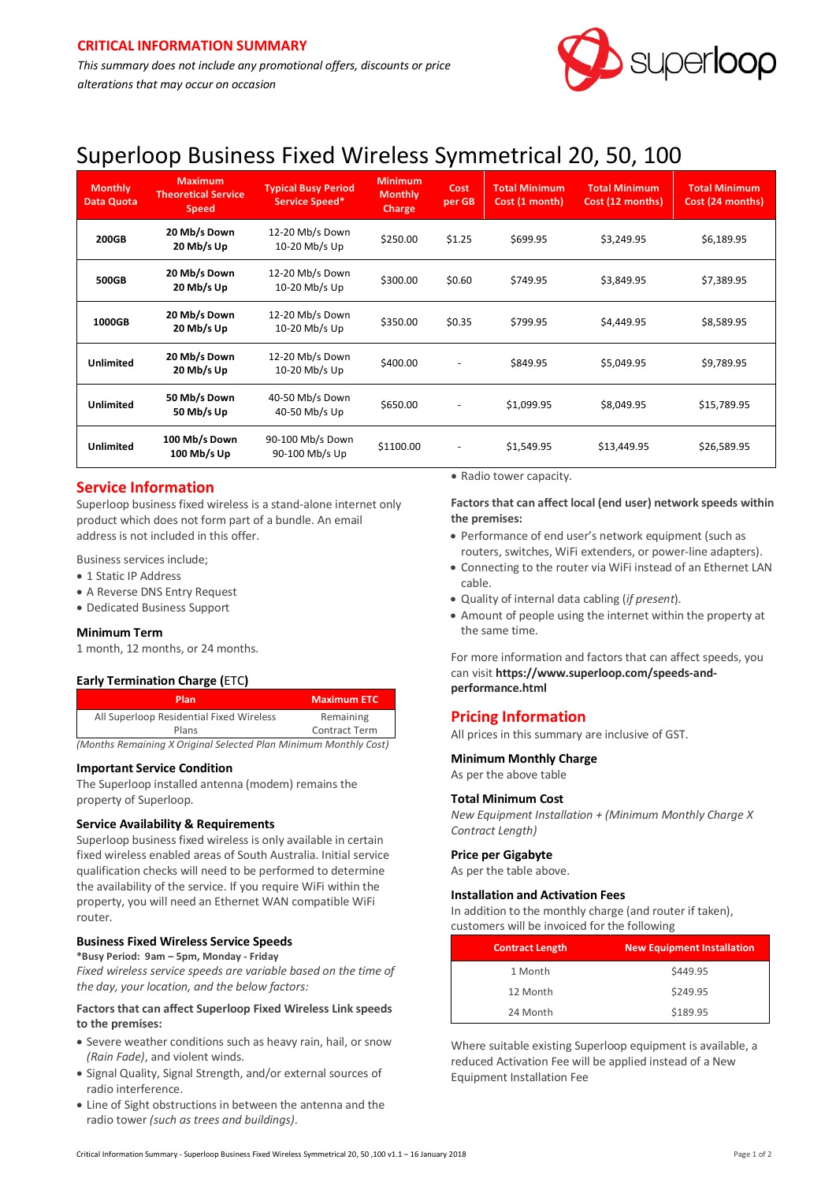**CRITICAL INFORMATION SUMMARY**

*This summary does not include any promotional offers, discounts or price alterations that may occur on occasion*

# Superloop Business Fixed Wireless Symmetrical 20, 50, 100

| Monthly Data Quota | Maximum Theoretical Service Speed | Typical Busy Period Service Speed* | Minimum Monthly Charge | Cost per GB | Total Minimum Cost (1 month) | Total Minimum Cost (12 months) | Total Minimum Cost (24 months) |
|---|---|---|---|---|---|---|---|
| **200GB** | **20 Mb/s Down 20 Mb/s Up** | 12-20 Mb/s Down 10-20 Mb/s Up | $250.00 | $1.25 | $699.95 | $3,249.95 | $6,189.95 |
| **500GB** | **20 Mb/s Down 20 Mb/s Up** | 12-20 Mb/s Down 10-20 Mb/s Up | $300.00 | $0.60 | $749.95 | $3,849.95 | $7,389.95 |
| **1000GB** | **20 Mb/s Down 20 Mb/s Up** | 12-20 Mb/s Down 10-20 Mb/s Up | $350.00 | $0.35 | $799.95 | $4,449.95 | $8,589.95 |
| **Unlimited** | **20 Mb/s Down 20 Mb/s Up** | 12-20 Mb/s Down 10-20 Mb/s Up | $400.00 | - | $849.95 | $5,049.95 | $9,789.95 |
| **Unlimited** | **50 Mb/s Down 50 Mb/s Up** | 40-50 Mb/s Down 40-50 Mb/s Up | $650.00 | - | $1,099.95 | $8,049.95 | $15,789.95 |
| **Unlimited** | **100 Mb/s Down 100 Mb/s Up** | 90-100 Mb/s Down 90-100 Mb/s Up | $1100.00 | - | $1,549.95 | $13,449.95 | $26,589.95 |

## Service Information

Superloop business fixed wireless is a stand-alone internet only product which does not form part of a bundle. An email address is not included in this offer.

Business services include;

- 1 Static IP Address
- A Reverse DNS Entry Request
- Dedicated Business Support

### Minimum Term

1 month, 12 months, or 24 months.

### Early Termination Charge (ETC)

| Plan | Maximum ETC |
|---|---|
| All Superloop Residential Fixed Wireless Plans | Remaining Contract Term |

*(Months Remaining X Original Selected Plan Minimum Monthly Cost)*

### Important Service Condition

The Superloop installed antenna (modem) remains the property of Superloop.

### Service Availability & Requirements

Superloop business fixed wireless is only available in certain fixed wireless enabled areas of South Australia. Initial service qualification checks will need to be performed to determine the availability of the service. If you require WiFi within the property, you will need an Ethernet WAN compatible WiFi router.

### Business Fixed Wireless Service Speeds

**\*Busy Period: 9am – 5pm, Monday - Friday**

*Fixed wireless service speeds are variable based on the time of the day, your location, and the below factors:*

**Factors that can affect Superloop Fixed Wireless Link speeds to the premises:**

- Severe weather conditions such as heavy rain, hail, or snow *(Rain Fade)*, and violent winds.
- Signal Quality, Signal Strength, and/or external sources of radio interference.
- Line of Sight obstructions in between the antenna and the radio tower *(such as trees and buildings)*.
- Radio tower capacity.

**Factors that can affect local (end user) network speeds within the premises:**

- Performance of end user's network equipment (such as routers, switches, WiFi extenders, or power-line adapters).
- Connecting to the router via WiFi instead of an Ethernet LAN cable.
- Quality of internal data cabling (*if present*).
- Amount of people using the internet within the property at the same time.

For more information and factors that can affect speeds, you can visit **https://www.superloop.com/speeds-and-performance.html**

## Pricing Information

All prices in this summary are inclusive of GST.

### Minimum Monthly Charge

As per the above table

### Total Minimum Cost

*New Equipment Installation + (Minimum Monthly Charge X Contract Length)*

### Price per Gigabyte

As per the table above.

### Installation and Activation Fees

In addition to the monthly charge (and router if taken), customers will be invoiced for the following

| Contract Length | New Equipment Installation |
|---|---|
| 1 Month | $449.95 |
| 12 Month | $249.95 |
| 24 Month | $189.95 |

Where suitable existing Superloop equipment is available, a reduced Activation Fee will be applied instead of a New Equipment Installation Fee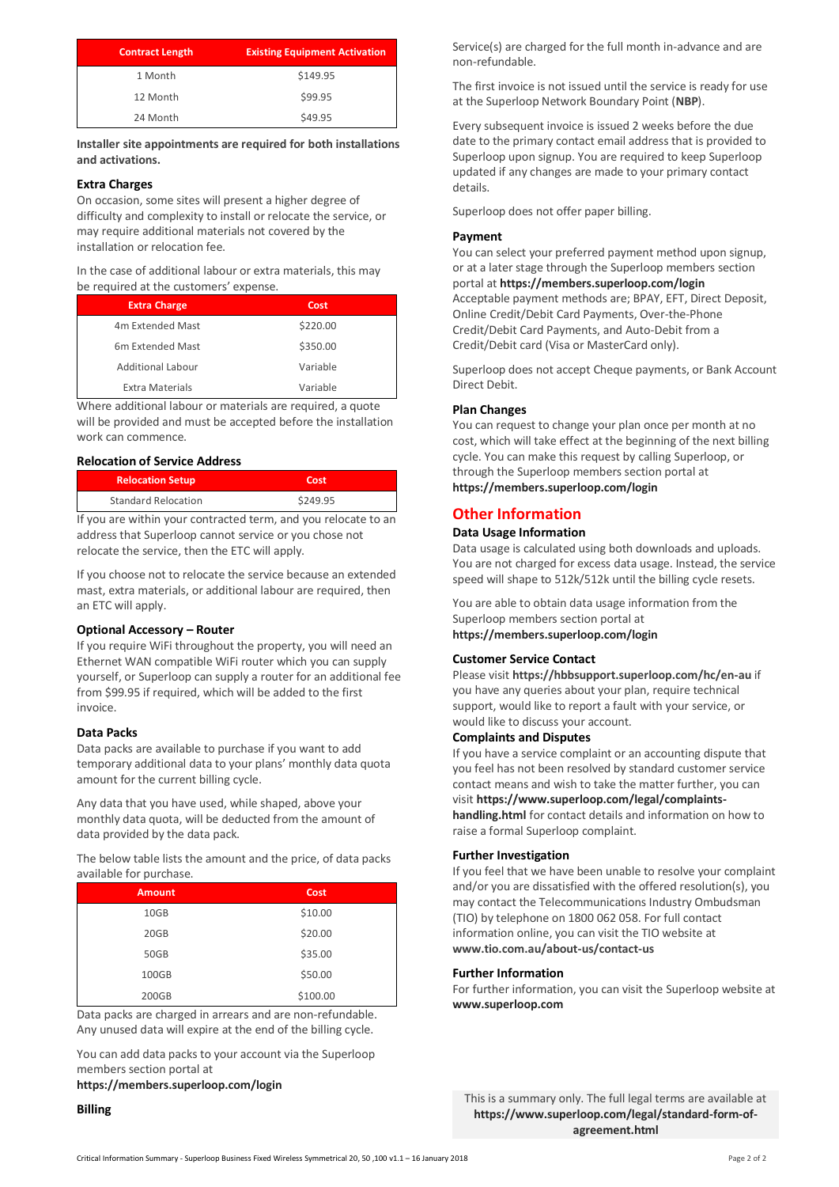| Contract Length | Existing Equipment Activation |
| --- | --- |
| 1 Month | $149.95 |
| 12 Month | $99.95 |
| 24 Month | $49.95 |

**Installer site appointments are required for both installations and activations.**

### Extra Charges

On occasion, some sites will present a higher degree of difficulty and complexity to install or relocate the service, or may require additional materials not covered by the installation or relocation fee.

In the case of additional labour or extra materials, this may be required at the customers' expense.

| Extra Charge | Cost |
| --- | --- |
| 4m Extended Mast | $220.00 |
| 6m Extended Mast | $350.00 |
| Additional Labour | Variable |
| Extra Materials | Variable |

Where additional labour or materials are required, a quote will be provided and must be accepted before the installation work can commence.

### Relocation of Service Address

| Relocation Setup | Cost |
| --- | --- |
| Standard Relocation | $249.95 |

If you are within your contracted term, and you relocate to an address that Superloop cannot service or you chose not relocate the service, then the ETC will apply.

If you choose not to relocate the service because an extended mast, extra materials, or additional labour are required, then an ETC will apply.

### Optional Accessory – Router

If you require WiFi throughout the property, you will need an Ethernet WAN compatible WiFi router which you can supply yourself, or Superloop can supply a router for an additional fee from $99.95 if required, which will be added to the first invoice.

### Data Packs

Data packs are available to purchase if you want to add temporary additional data to your plans' monthly data quota amount for the current billing cycle.

Any data that you have used, while shaped, above your monthly data quota, will be deducted from the amount of data provided by the data pack.

The below table lists the amount and the price, of data packs available for purchase.

| Amount | Cost |
| --- | --- |
| 10GB | $10.00 |
| 20GB | $20.00 |
| 50GB | $35.00 |
| 100GB | $50.00 |
| 200GB | $100.00 |

Data packs are charged in arrears and are non-refundable. Any unused data will expire at the end of the billing cycle.

You can add data packs to your account via the Superloop members section portal at **https://members.superloop.com/login**

### Billing

Service(s) are charged for the full month in-advance and are non-refundable.

The first invoice is not issued until the service is ready for use at the Superloop Network Boundary Point (**NBP**).

Every subsequent invoice is issued 2 weeks before the due date to the primary contact email address that is provided to Superloop upon signup. You are required to keep Superloop updated if any changes are made to your primary contact details.

Superloop does not offer paper billing.

### Payment

You can select your preferred payment method upon signup, or at a later stage through the Superloop members section portal at **https://members.superloop.com/login**
Acceptable payment methods are; BPAY, EFT, Direct Deposit, Online Credit/Debit Card Payments, Over-the-Phone Credit/Debit Card Payments, and Auto-Debit from a Credit/Debit card (Visa or MasterCard only).

Superloop does not accept Cheque payments, or Bank Account Direct Debit.

### Plan Changes

You can request to change your plan once per month at no cost, which will take effect at the beginning of the next billing cycle. You can make this request by calling Superloop, or through the Superloop members section portal at **https://members.superloop.com/login**

## Other Information

### Data Usage Information

Data usage is calculated using both downloads and uploads. You are not charged for excess data usage. Instead, the service speed will shape to 512k/512k until the billing cycle resets.

You are able to obtain data usage information from the Superloop members section portal at **https://members.superloop.com/login**

### Customer Service Contact

Please visit **https://hbbsupport.superloop.com/hc/en-au** if you have any queries about your plan, require technical support, would like to report a fault with your service, or would like to discuss your account.

### Complaints and Disputes

If you have a service complaint or an accounting dispute that you feel has not been resolved by standard customer service contact means and wish to take the matter further, you can visit **https://www.superloop.com/legal/complaints-handling.html** for contact details and information on how to raise a formal Superloop complaint.

### Further Investigation

If you feel that we have been unable to resolve your complaint and/or you are dissatisfied with the offered resolution(s), you may contact the Telecommunications Industry Ombudsman (TIO) by telephone on 1800 062 058. For full contact information online, you can visit the TIO website at **www.tio.com.au/about-us/contact-us**

### Further Information

For further information, you can visit the Superloop website at **www.superloop.com**

This is a summary only. The full legal terms are available at **https://www.superloop.com/legal/standard-form-of-agreement.html**